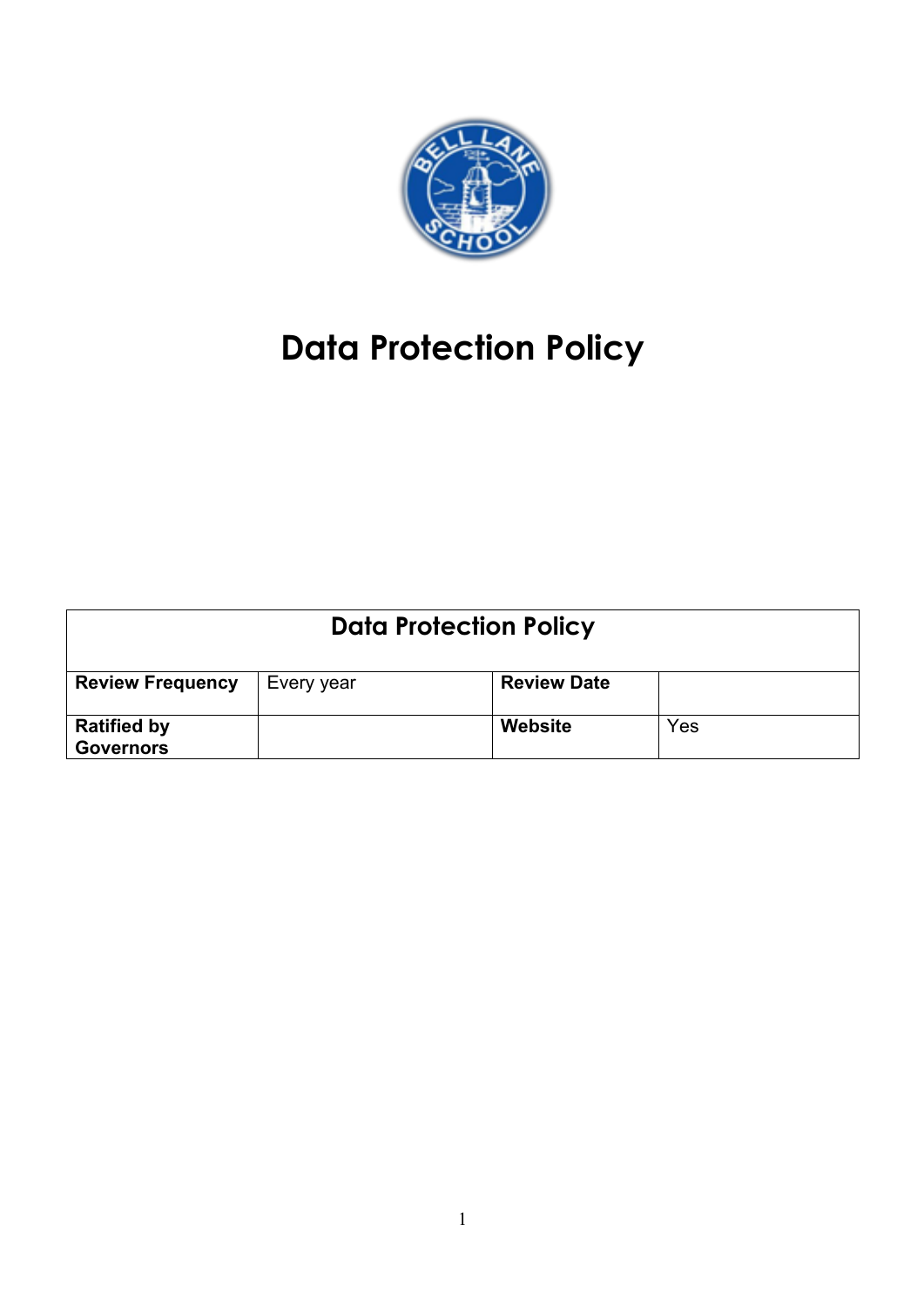# Data Protection Policy

| Data Protection Policy | | | |
|---|---|---|---|
| **Review Frequency** | Every year | **Review Date** | |
| **Ratified by Governors** | | **Website** | Yes |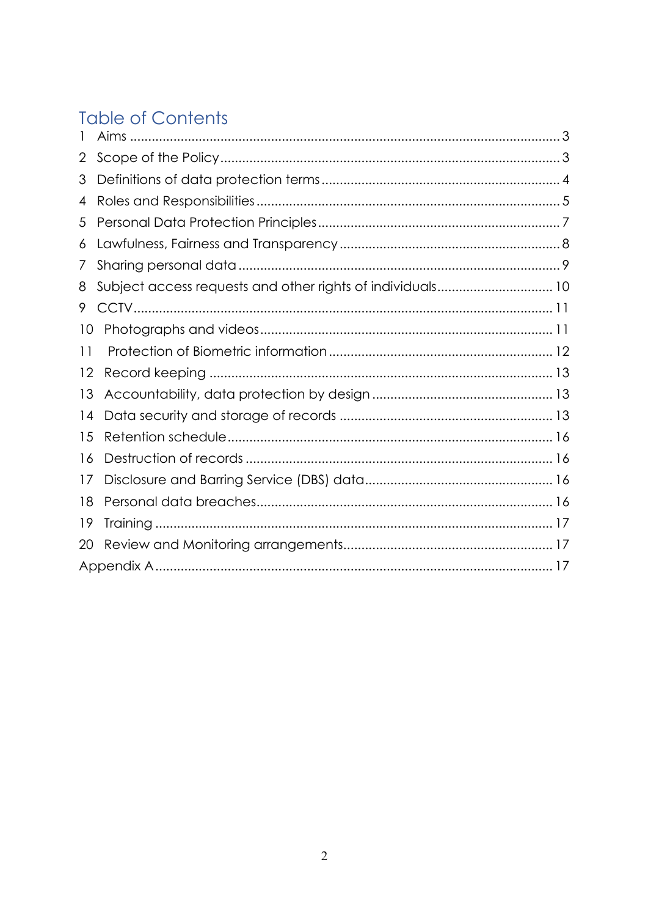## Table of Contents

1 Aims ........................................................................................................ 3
2 Scope of the Policy ................................................................................. 3
3 Definitions of data protection terms ...................................................... 4
4 Roles and Responsibilities ...................................................................... 5
5 Personal Data Protection Principles ...................................................... 7
6 Lawfulness, Fairness and Transparency ................................................ 8
7 Sharing personal data ............................................................................ 9
8 Subject access requests and other rights of individuals ..................... 10
9 CCTV ...................................................................................................... 11
10 Photographs and videos ..................................................................... 11
11 Protection of Biometric information .................................................. 12
12 Record keeping ................................................................................... 13
13 Accountability, data protection by design ........................................ 13
14 Data security and storage of records ................................................. 13
15 Retention schedule ............................................................................. 16
16 Destruction of records ........................................................................ 16
17 Disclosure and Barring Service (DBS) data ........................................ 16
18 Personal data breaches ...................................................................... 16
19 Training ................................................................................................ 17
20 Review and Monitoring arrangements ................................................ 17
Appendix A ............................................................................................... 17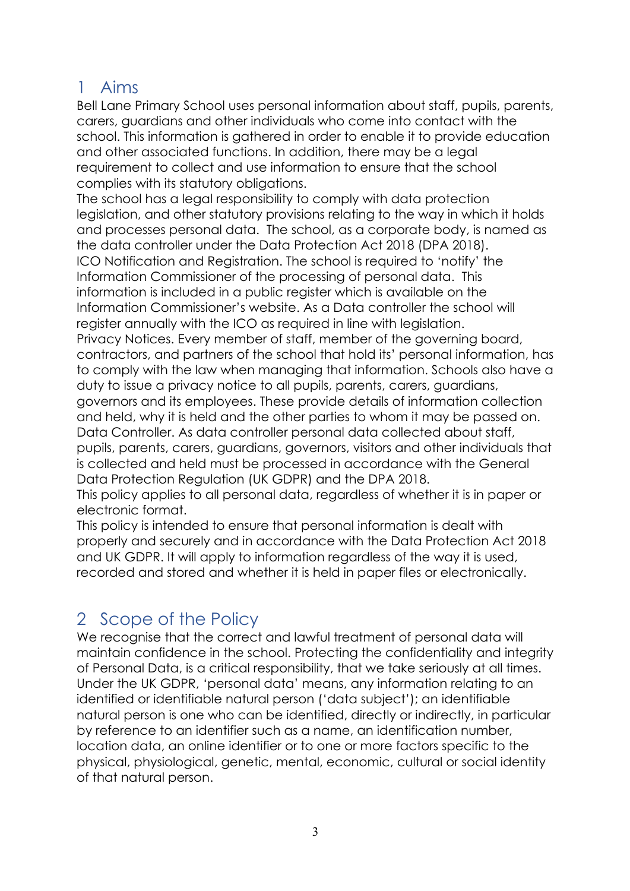## 1 Aims

Bell Lane Primary School uses personal information about staff, pupils, parents, carers, guardians and other individuals who come into contact with the school. This information is gathered in order to enable it to provide education and other associated functions. In addition, there may be a legal requirement to collect and use information to ensure that the school complies with its statutory obligations.

The school has a legal responsibility to comply with data protection legislation, and other statutory provisions relating to the way in which it holds and processes personal data. The school, as a corporate body, is named as the data controller under the Data Protection Act 2018 (DPA 2018).

ICO Notification and Registration. The school is required to 'notify' the Information Commissioner of the processing of personal data. This information is included in a public register which is available on the Information Commissioner's website. As a Data controller the school will register annually with the ICO as required in line with legislation.

Privacy Notices. Every member of staff, member of the governing board, contractors, and partners of the school that hold its' personal information, has to comply with the law when managing that information. Schools also have a duty to issue a privacy notice to all pupils, parents, carers, guardians, governors and its employees. These provide details of information collection and held, why it is held and the other parties to whom it may be passed on.

Data Controller. As data controller personal data collected about staff, pupils, parents, carers, guardians, governors, visitors and other individuals that is collected and held must be processed in accordance with the General Data Protection Regulation (UK GDPR) and the DPA 2018.

This policy applies to all personal data, regardless of whether it is in paper or electronic format.

This policy is intended to ensure that personal information is dealt with properly and securely and in accordance with the Data Protection Act 2018 and UK GDPR. It will apply to information regardless of the way it is used, recorded and stored and whether it is held in paper files or electronically.

## 2 Scope of the Policy

We recognise that the correct and lawful treatment of personal data will maintain confidence in the school. Protecting the confidentiality and integrity of Personal Data, is a critical responsibility, that we take seriously at all times. Under the UK GDPR, 'personal data' means, any information relating to an identified or identifiable natural person ('data subject'); an identifiable natural person is one who can be identified, directly or indirectly, in particular by reference to an identifier such as a name, an identification number, location data, an online identifier or to one or more factors specific to the physical, physiological, genetic, mental, economic, cultural or social identity of that natural person.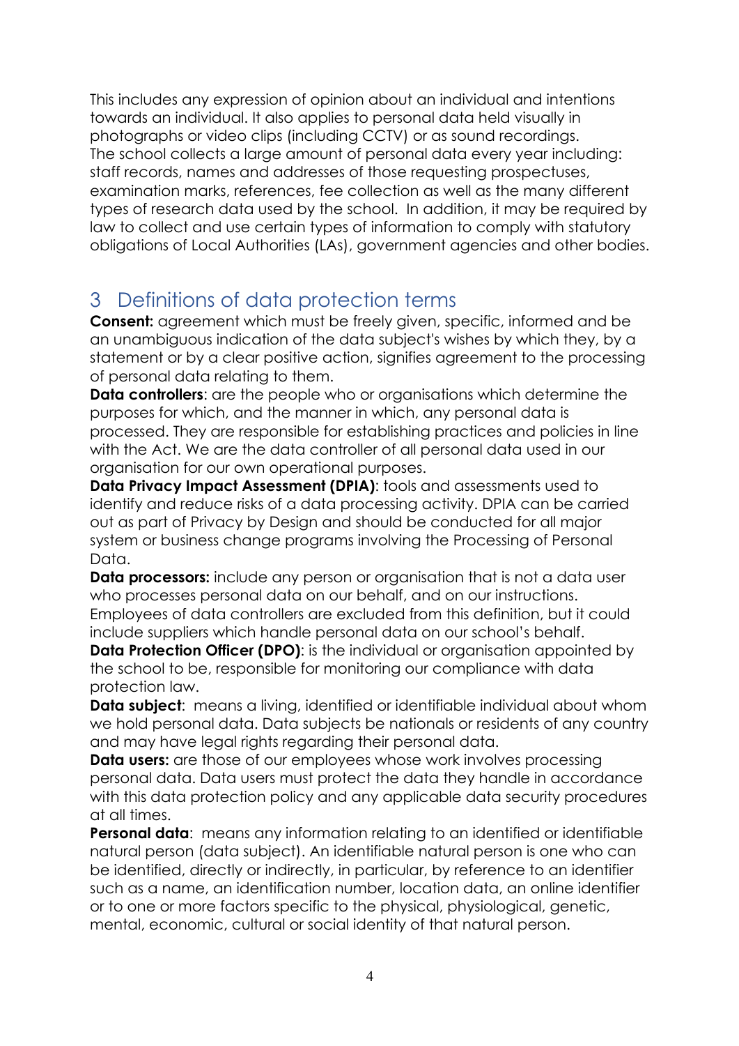This includes any expression of opinion about an individual and intentions towards an individual. It also applies to personal data held visually in photographs or video clips (including CCTV) or as sound recordings.
The school collects a large amount of personal data every year including: staff records, names and addresses of those requesting prospectuses, examination marks, references, fee collection as well as the many different types of research data used by the school. In addition, it may be required by law to collect and use certain types of information to comply with statutory obligations of Local Authorities (LAs), government agencies and other bodies.

## 3 Definitions of data protection terms

**Consent:** agreement which must be freely given, specific, informed and be an unambiguous indication of the data subject's wishes by which they, by a statement or by a clear positive action, signifies agreement to the processing of personal data relating to them.

**Data controllers**: are the people who or organisations which determine the purposes for which, and the manner in which, any personal data is processed. They are responsible for establishing practices and policies in line with the Act. We are the data controller of all personal data used in our organisation for our own operational purposes.

**Data Privacy Impact Assessment (DPIA)**: tools and assessments used to identify and reduce risks of a data processing activity. DPIA can be carried out as part of Privacy by Design and should be conducted for all major system or business change programs involving the Processing of Personal Data.

**Data processors:** include any person or organisation that is not a data user who processes personal data on our behalf, and on our instructions. Employees of data controllers are excluded from this definition, but it could include suppliers which handle personal data on our school's behalf.

**Data Protection Officer (DPO)**: is the individual or organisation appointed by the school to be, responsible for monitoring our compliance with data protection law.

**Data subject**: means a living, identified or identifiable individual about whom we hold personal data. Data subjects be nationals or residents of any country and may have legal rights regarding their personal data.

**Data users:** are those of our employees whose work involves processing personal data. Data users must protect the data they handle in accordance with this data protection policy and any applicable data security procedures at all times.

**Personal data**: means any information relating to an identified or identifiable natural person (data subject). An identifiable natural person is one who can be identified, directly or indirectly, in particular, by reference to an identifier such as a name, an identification number, location data, an online identifier or to one or more factors specific to the physical, physiological, genetic, mental, economic, cultural or social identity of that natural person.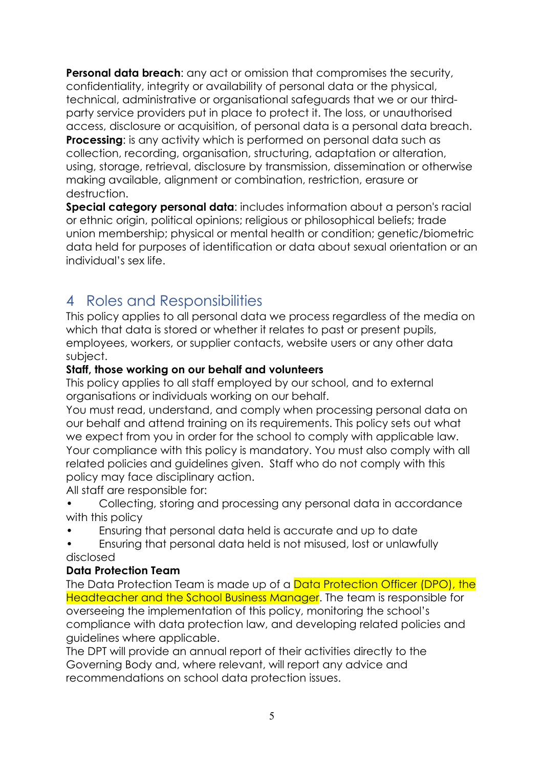**Personal data breach**: any act or omission that compromises the security, confidentiality, integrity or availability of personal data or the physical, technical, administrative or organisational safeguards that we or our third-party service providers put in place to protect it. The loss, or unauthorised access, disclosure or acquisition, of personal data is a personal data breach.

**Processing**: is any activity which is performed on personal data such as collection, recording, organisation, structuring, adaptation or alteration, using, storage, retrieval, disclosure by transmission, dissemination or otherwise making available, alignment or combination, restriction, erasure or destruction.

**Special category personal data**: includes information about a person's racial or ethnic origin, political opinions; religious or philosophical beliefs; trade union membership; physical or mental health or condition; genetic/biometric data held for purposes of identification or data about sexual orientation or an individual's sex life.

## 4 Roles and Responsibilities

This policy applies to all personal data we process regardless of the media on which that data is stored or whether it relates to past or present pupils, employees, workers, or supplier contacts, website users or any other data subject.

**Staff, those working on our behalf and volunteers**

This policy applies to all staff employed by our school, and to external organisations or individuals working on our behalf.

You must read, understand, and comply when processing personal data on our behalf and attend training on its requirements. This policy sets out what we expect from you in order for the school to comply with applicable law. Your compliance with this policy is mandatory. You must also comply with all related policies and guidelines given. Staff who do not comply with this policy may face disciplinary action.

All staff are responsible for:

- Collecting, storing and processing any personal data in accordance with this policy
- Ensuring that personal data held is accurate and up to date
- Ensuring that personal data held is not misused, lost or unlawfully disclosed

**Data Protection Team**

The Data Protection Team is made up of a Data Protection Officer (DPO), the Headteacher and the School Business Manager. The team is responsible for overseeing the implementation of this policy, monitoring the school's compliance with data protection law, and developing related policies and guidelines where applicable.

The DPT will provide an annual report of their activities directly to the Governing Body and, where relevant, will report any advice and recommendations on school data protection issues.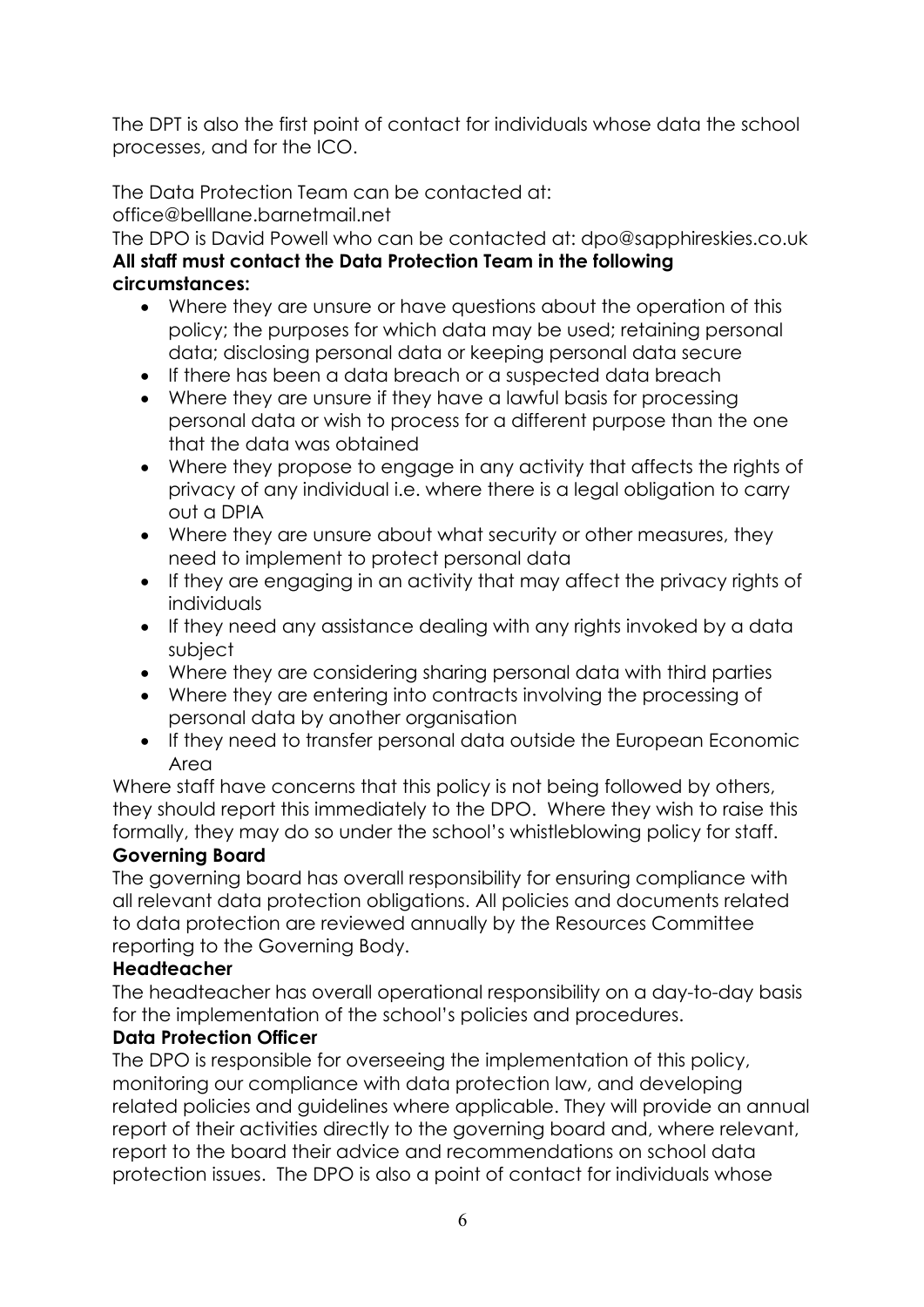The DPT is also the first point of contact for individuals whose data the school processes, and for the ICO.

The Data Protection Team can be contacted at:
office@belllane.barnetmail.net
The DPO is David Powell who can be contacted at: dpo@sapphireskies.co.uk

**All staff must contact the Data Protection Team in the following circumstances:**

- Where they are unsure or have questions about the operation of this policy; the purposes for which data may be used; retaining personal data; disclosing personal data or keeping personal data secure
- If there has been a data breach or a suspected data breach
- Where they are unsure if they have a lawful basis for processing personal data or wish to process for a different purpose than the one that the data was obtained
- Where they propose to engage in any activity that affects the rights of privacy of any individual i.e. where there is a legal obligation to carry out a DPIA
- Where they are unsure about what security or other measures, they need to implement to protect personal data
- If they are engaging in an activity that may affect the privacy rights of individuals
- If they need any assistance dealing with any rights invoked by a data subject
- Where they are considering sharing personal data with third parties
- Where they are entering into contracts involving the processing of personal data by another organisation
- If they need to transfer personal data outside the European Economic Area

Where staff have concerns that this policy is not being followed by others, they should report this immediately to the DPO. Where they wish to raise this formally, they may do so under the school's whistleblowing policy for staff.

**Governing Board**

The governing board has overall responsibility for ensuring compliance with all relevant data protection obligations. All policies and documents related to data protection are reviewed annually by the Resources Committee reporting to the Governing Body.

**Headteacher**

The headteacher has overall operational responsibility on a day-to-day basis for the implementation of the school's policies and procedures.

**Data Protection Officer**

The DPO is responsible for overseeing the implementation of this policy, monitoring our compliance with data protection law, and developing related policies and guidelines where applicable. They will provide an annual report of their activities directly to the governing board and, where relevant, report to the board their advice and recommendations on school data protection issues. The DPO is also a point of contact for individuals whose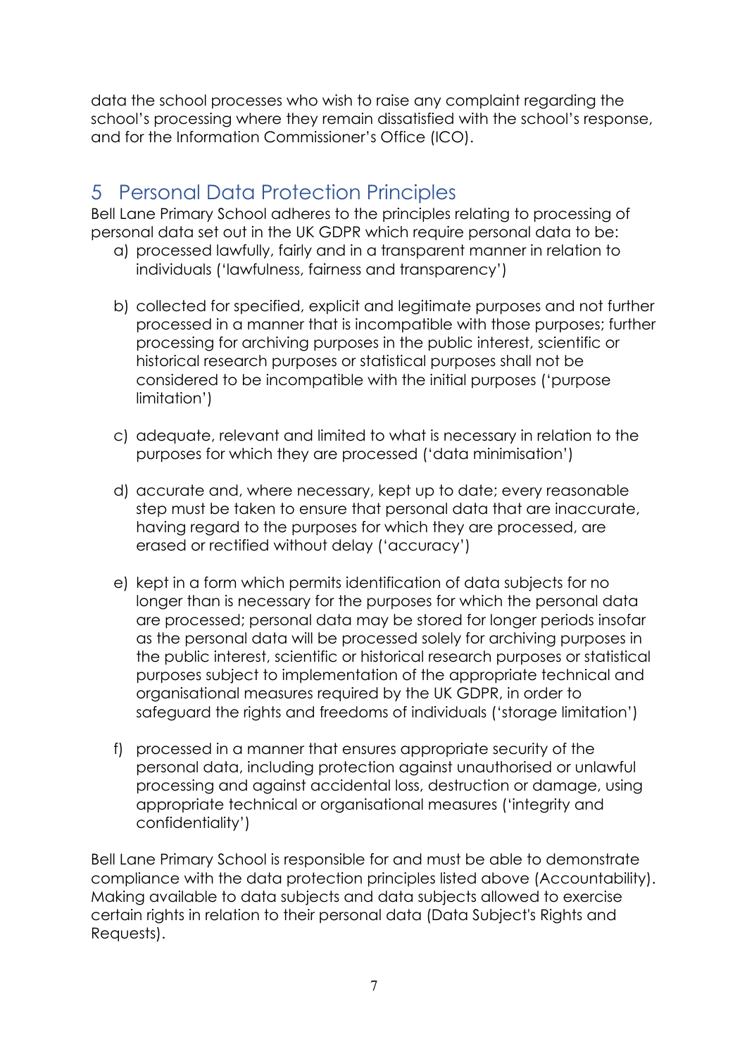data the school processes who wish to raise any complaint regarding the school's processing where they remain dissatisfied with the school's response, and for the Information Commissioner's Office (ICO).

## 5 Personal Data Protection Principles

Bell Lane Primary School adheres to the principles relating to processing of personal data set out in the UK GDPR which require personal data to be:

a) processed lawfully, fairly and in a transparent manner in relation to individuals ('lawfulness, fairness and transparency')

b) collected for specified, explicit and legitimate purposes and not further processed in a manner that is incompatible with those purposes; further processing for archiving purposes in the public interest, scientific or historical research purposes or statistical purposes shall not be considered to be incompatible with the initial purposes ('purpose limitation')

c) adequate, relevant and limited to what is necessary in relation to the purposes for which they are processed ('data minimisation')

d) accurate and, where necessary, kept up to date; every reasonable step must be taken to ensure that personal data that are inaccurate, having regard to the purposes for which they are processed, are erased or rectified without delay ('accuracy')

e) kept in a form which permits identification of data subjects for no longer than is necessary for the purposes for which the personal data are processed; personal data may be stored for longer periods insofar as the personal data will be processed solely for archiving purposes in the public interest, scientific or historical research purposes or statistical purposes subject to implementation of the appropriate technical and organisational measures required by the UK GDPR, in order to safeguard the rights and freedoms of individuals ('storage limitation')

f) processed in a manner that ensures appropriate security of the personal data, including protection against unauthorised or unlawful processing and against accidental loss, destruction or damage, using appropriate technical or organisational measures ('integrity and confidentiality')

Bell Lane Primary School is responsible for and must be able to demonstrate compliance with the data protection principles listed above (Accountability). Making available to data subjects and data subjects allowed to exercise certain rights in relation to their personal data (Data Subject's Rights and Requests).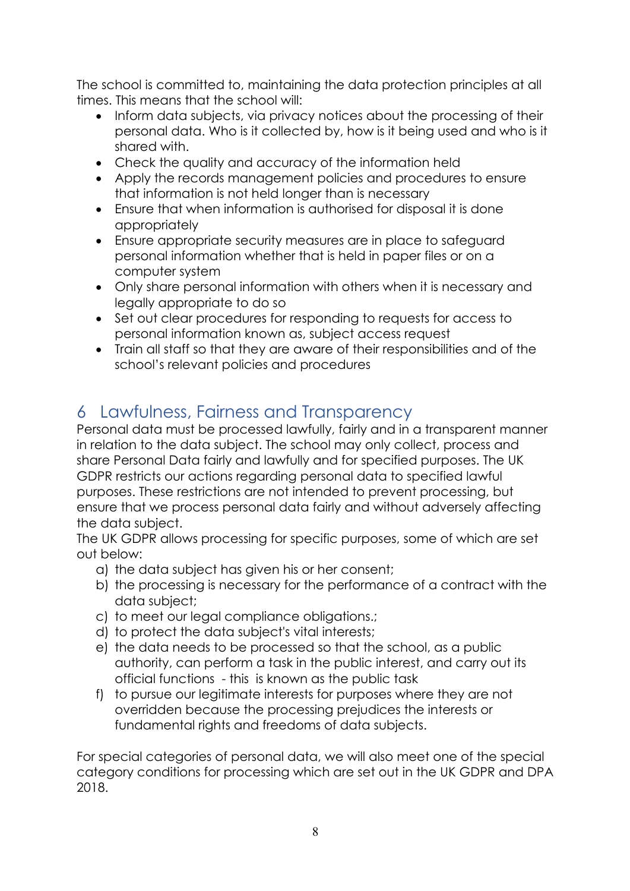The school is committed to, maintaining the data protection principles at all times. This means that the school will:

- Inform data subjects, via privacy notices about the processing of their personal data. Who is it collected by, how is it being used and who is it shared with.
- Check the quality and accuracy of the information held
- Apply the records management policies and procedures to ensure that information is not held longer than is necessary
- Ensure that when information is authorised for disposal it is done appropriately
- Ensure appropriate security measures are in place to safeguard personal information whether that is held in paper files or on a computer system
- Only share personal information with others when it is necessary and legally appropriate to do so
- Set out clear procedures for responding to requests for access to personal information known as, subject access request
- Train all staff so that they are aware of their responsibilities and of the school's relevant policies and procedures

## 6 Lawfulness, Fairness and Transparency

Personal data must be processed lawfully, fairly and in a transparent manner in relation to the data subject. The school may only collect, process and share Personal Data fairly and lawfully and for specified purposes. The UK GDPR restricts our actions regarding personal data to specified lawful purposes. These restrictions are not intended to prevent processing, but ensure that we process personal data fairly and without adversely affecting the data subject.

The UK GDPR allows processing for specific purposes, some of which are set out below:

a) the data subject has given his or her consent;
b) the processing is necessary for the performance of a contract with the data subject;
c) to meet our legal compliance obligations.;
d) to protect the data subject's vital interests;
e) the data needs to be processed so that the school, as a public authority, can perform a task in the public interest, and carry out its official functions - this is known as the public task
f) to pursue our legitimate interests for purposes where they are not overridden because the processing prejudices the interests or fundamental rights and freedoms of data subjects.

For special categories of personal data, we will also meet one of the special category conditions for processing which are set out in the UK GDPR and DPA 2018.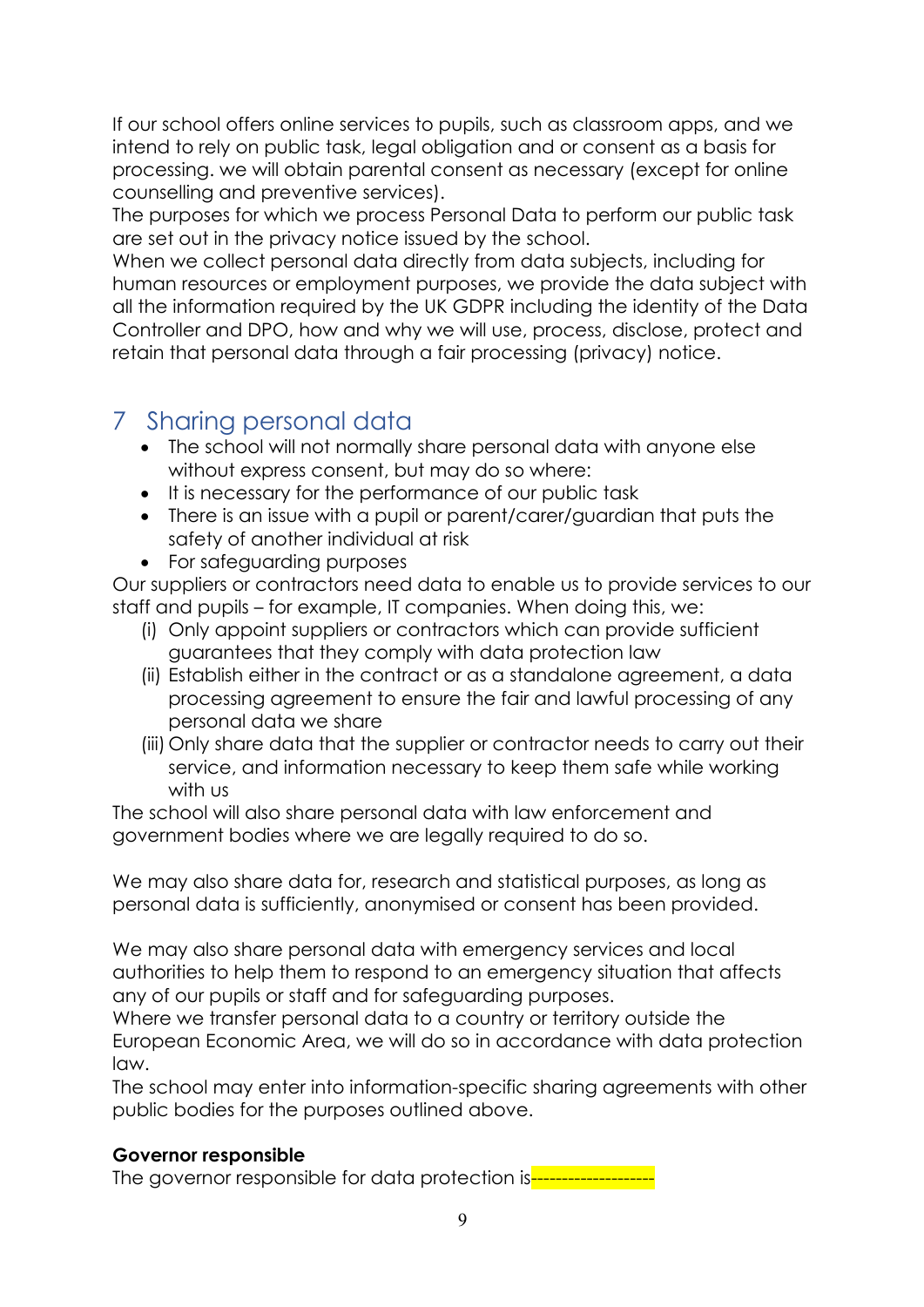If our school offers online services to pupils, such as classroom apps, and we intend to rely on public task, legal obligation and or consent as a basis for processing. we will obtain parental consent as necessary (except for online counselling and preventive services).

The purposes for which we process Personal Data to perform our public task are set out in the privacy notice issued by the school.

When we collect personal data directly from data subjects, including for human resources or employment purposes, we provide the data subject with all the information required by the UK GDPR including the identity of the Data Controller and DPO, how and why we will use, process, disclose, protect and retain that personal data through a fair processing (privacy) notice.

## 7 Sharing personal data

- The school will not normally share personal data with anyone else without express consent, but may do so where:
- It is necessary for the performance of our public task
- There is an issue with a pupil or parent/carer/guardian that puts the safety of another individual at risk
- For safeguarding purposes

Our suppliers or contractors need data to enable us to provide services to our staff and pupils – for example, IT companies. When doing this, we:

(i) Only appoint suppliers or contractors which can provide sufficient guarantees that they comply with data protection law

(ii) Establish either in the contract or as a standalone agreement, a data processing agreement to ensure the fair and lawful processing of any personal data we share

(iii) Only share data that the supplier or contractor needs to carry out their service, and information necessary to keep them safe while working with us

The school will also share personal data with law enforcement and government bodies where we are legally required to do so.

We may also share data for, research and statistical purposes, as long as personal data is sufficiently, anonymised or consent has been provided.

We may also share personal data with emergency services and local authorities to help them to respond to an emergency situation that affects any of our pupils or staff and for safeguarding purposes.

Where we transfer personal data to a country or territory outside the European Economic Area, we will do so in accordance with data protection law.

The school may enter into information-specific sharing agreements with other public bodies for the purposes outlined above.

**Governor responsible**

The governor responsible for data protection is-------------------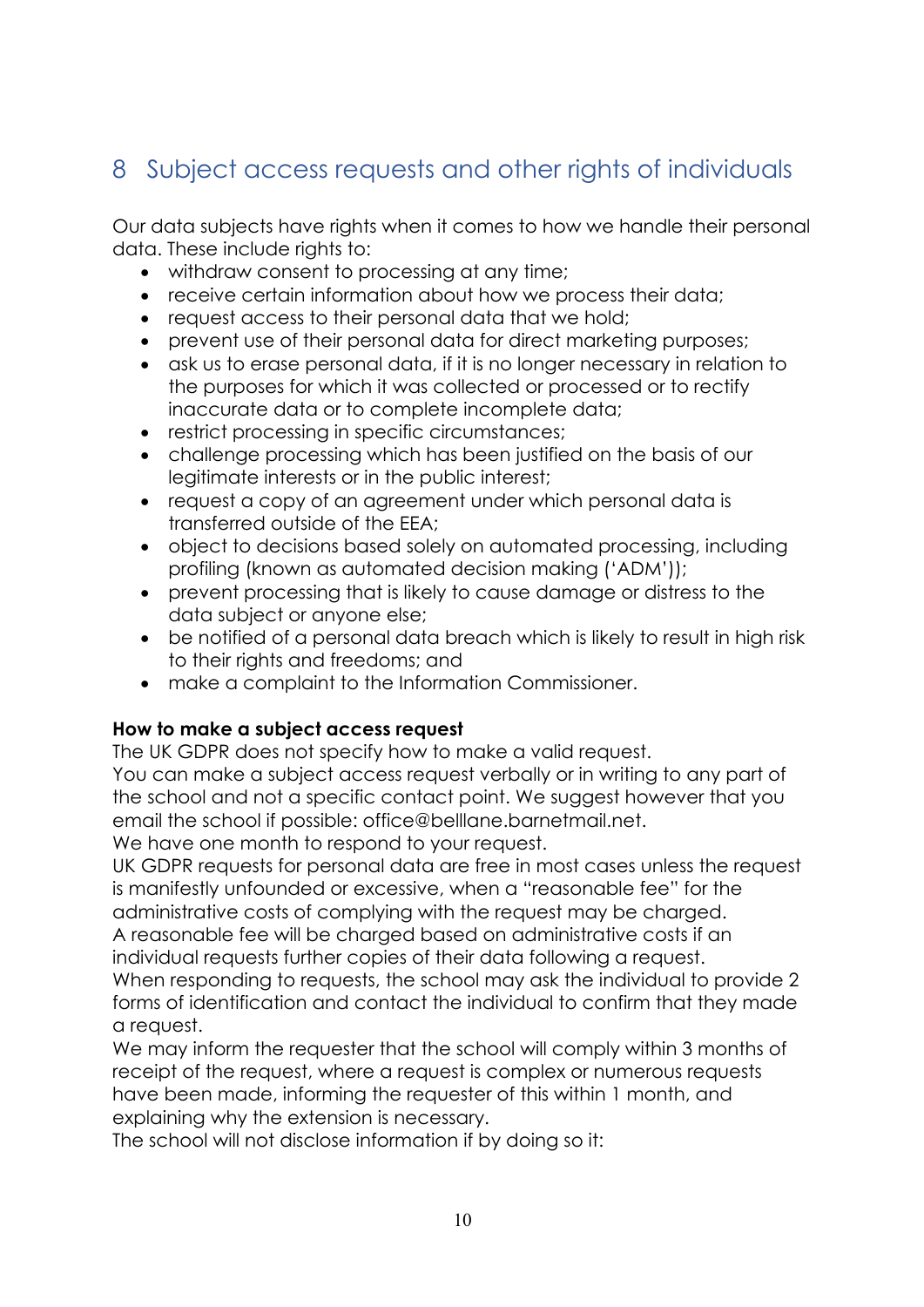## 8 Subject access requests and other rights of individuals

Our data subjects have rights when it comes to how we handle their personal data. These include rights to:

- withdraw consent to processing at any time;
- receive certain information about how we process their data;
- request access to their personal data that we hold;
- prevent use of their personal data for direct marketing purposes;
- ask us to erase personal data, if it is no longer necessary in relation to the purposes for which it was collected or processed or to rectify inaccurate data or to complete incomplete data;
- restrict processing in specific circumstances;
- challenge processing which has been justified on the basis of our legitimate interests or in the public interest;
- request a copy of an agreement under which personal data is transferred outside of the EEA;
- object to decisions based solely on automated processing, including profiling (known as automated decision making ('ADM'));
- prevent processing that is likely to cause damage or distress to the data subject or anyone else;
- be notified of a personal data breach which is likely to result in high risk to their rights and freedoms; and
- make a complaint to the Information Commissioner.

**How to make a subject access request**

The UK GDPR does not specify how to make a valid request.

You can make a subject access request verbally or in writing to any part of the school and not a specific contact point. We suggest however that you email the school if possible: office@belllane.barnetmail.net.

We have one month to respond to your request.

UK GDPR requests for personal data are free in most cases unless the request is manifestly unfounded or excessive, when a "reasonable fee" for the administrative costs of complying with the request may be charged.

A reasonable fee will be charged based on administrative costs if an individual requests further copies of their data following a request.

When responding to requests, the school may ask the individual to provide 2 forms of identification and contact the individual to confirm that they made a request.

We may inform the requester that the school will comply within 3 months of receipt of the request, where a request is complex or numerous requests have been made, informing the requester of this within 1 month, and explaining why the extension is necessary.

The school will not disclose information if by doing so it: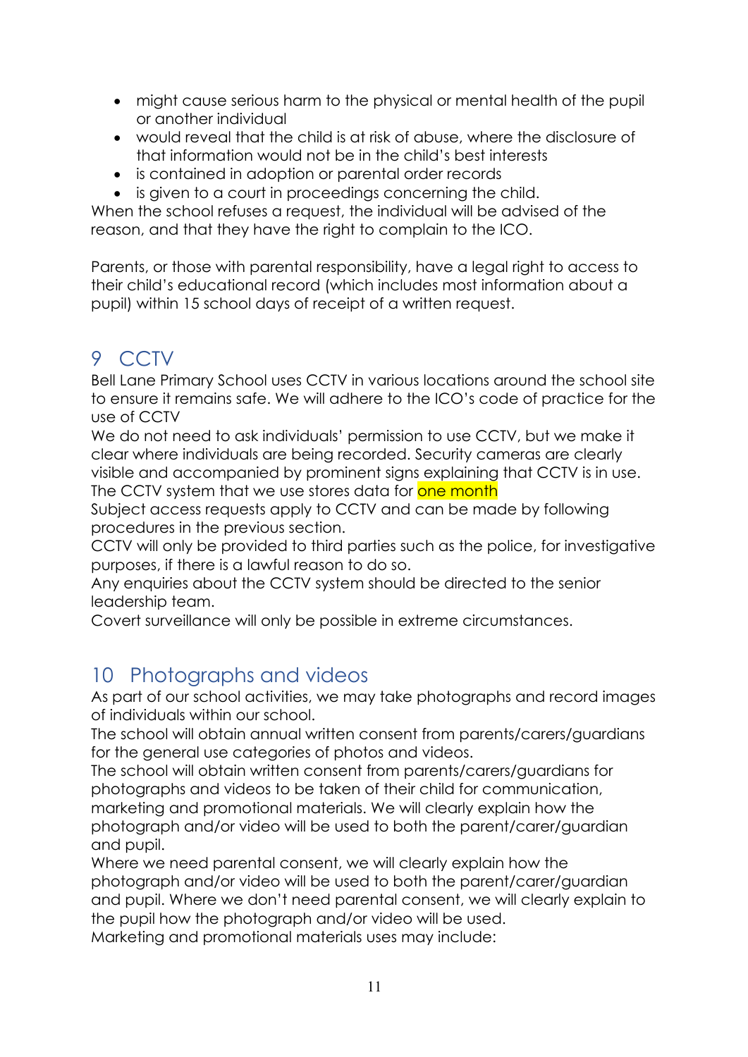- might cause serious harm to the physical or mental health of the pupil or another individual
- would reveal that the child is at risk of abuse, where the disclosure of that information would not be in the child's best interests
- is contained in adoption or parental order records
- is given to a court in proceedings concerning the child.

When the school refuses a request, the individual will be advised of the reason, and that they have the right to complain to the ICO.

Parents, or those with parental responsibility, have a legal right to access to their child's educational record (which includes most information about a pupil) within 15 school days of receipt of a written request.

## 9 CCTV

Bell Lane Primary School uses CCTV in various locations around the school site to ensure it remains safe. We will adhere to the ICO's code of practice for the use of CCTV

We do not need to ask individuals' permission to use CCTV, but we make it clear where individuals are being recorded. Security cameras are clearly visible and accompanied by prominent signs explaining that CCTV is in use.

The CCTV system that we use stores data for one month

Subject access requests apply to CCTV and can be made by following procedures in the previous section.

CCTV will only be provided to third parties such as the police, for investigative purposes, if there is a lawful reason to do so.

Any enquiries about the CCTV system should be directed to the senior leadership team.

Covert surveillance will only be possible in extreme circumstances.

## 10 Photographs and videos

As part of our school activities, we may take photographs and record images of individuals within our school.

The school will obtain annual written consent from parents/carers/guardians for the general use categories of photos and videos.

The school will obtain written consent from parents/carers/guardians for photographs and videos to be taken of their child for communication, marketing and promotional materials. We will clearly explain how the photograph and/or video will be used to both the parent/carer/guardian and pupil.

Where we need parental consent, we will clearly explain how the photograph and/or video will be used to both the parent/carer/guardian and pupil. Where we don't need parental consent, we will clearly explain to the pupil how the photograph and/or video will be used.

Marketing and promotional materials uses may include: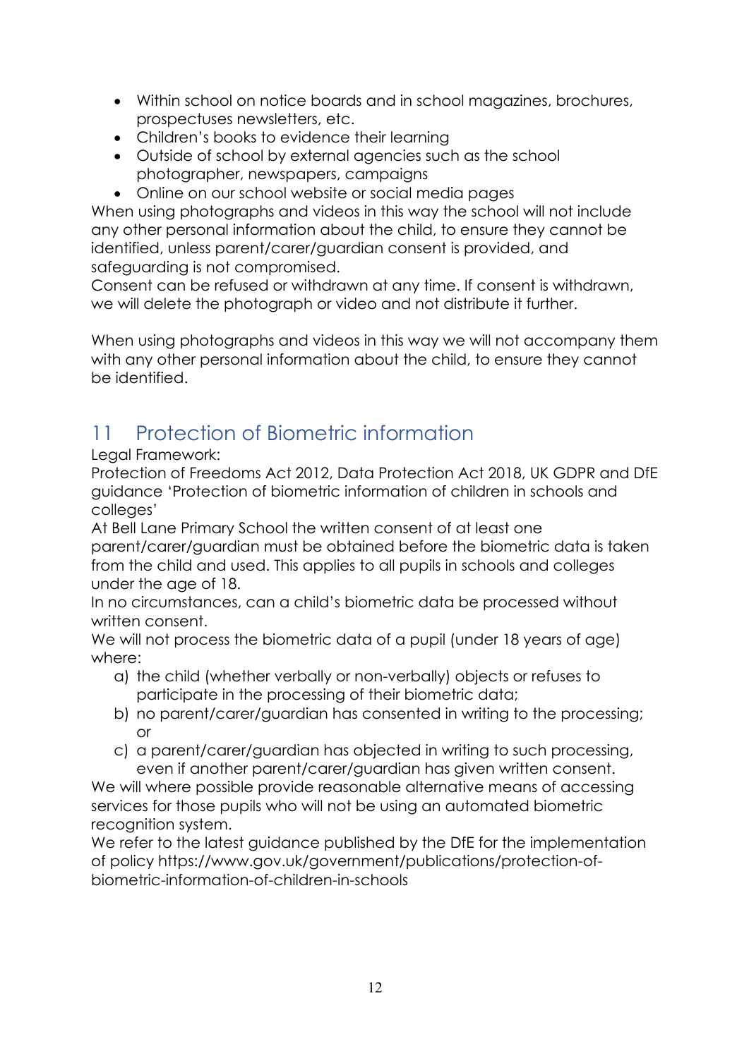- Within school on notice boards and in school magazines, brochures, prospectuses newsletters, etc.
- Children's books to evidence their learning
- Outside of school by external agencies such as the school photographer, newspapers, campaigns
- Online on our school website or social media pages

When using photographs and videos in this way the school will not include any other personal information about the child, to ensure they cannot be identified, unless parent/carer/guardian consent is provided, and safeguarding is not compromised.

Consent can be refused or withdrawn at any time. If consent is withdrawn, we will delete the photograph or video and not distribute it further.

When using photographs and videos in this way we will not accompany them with any other personal information about the child, to ensure they cannot be identified.

# 11 Protection of Biometric information

Legal Framework:

Protection of Freedoms Act 2012, Data Protection Act 2018, UK GDPR and DfE guidance 'Protection of biometric information of children in schools and colleges'

At Bell Lane Primary School the written consent of at least one parent/carer/guardian must be obtained before the biometric data is taken from the child and used. This applies to all pupils in schools and colleges under the age of 18.

In no circumstances, can a child's biometric data be processed without written consent.

We will not process the biometric data of a pupil (under 18 years of age) where:

a) the child (whether verbally or non-verbally) objects or refuses to participate in the processing of their biometric data;
b) no parent/carer/guardian has consented in writing to the processing; or
c) a parent/carer/guardian has objected in writing to such processing, even if another parent/carer/guardian has given written consent.

We will where possible provide reasonable alternative means of accessing services for those pupils who will not be using an automated biometric recognition system.

We refer to the latest guidance published by the DfE for the implementation of policy https://www.gov.uk/government/publications/protection-of-biometric-information-of-children-in-schools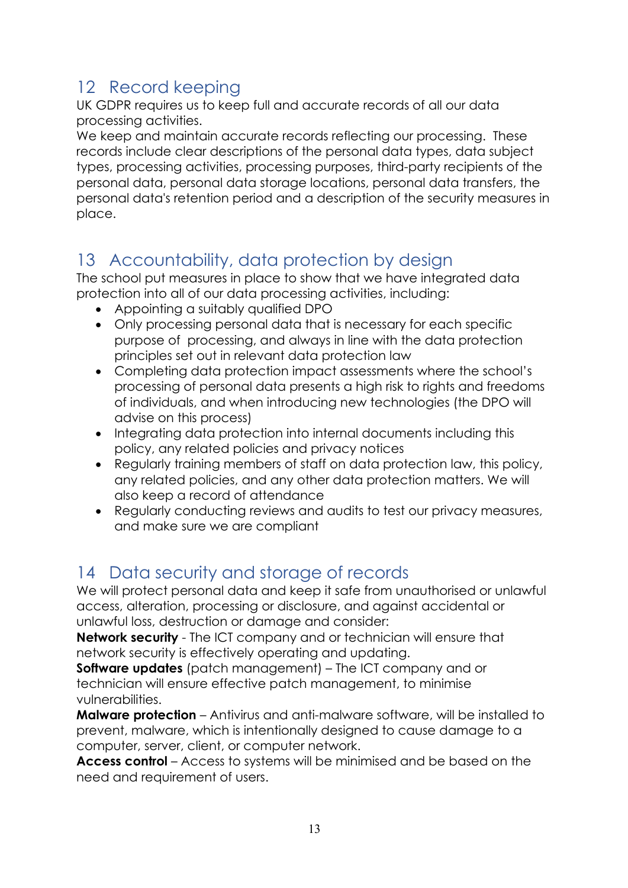## 12 Record keeping

UK GDPR requires us to keep full and accurate records of all our data processing activities.

We keep and maintain accurate records reflecting our processing. These records include clear descriptions of the personal data types, data subject types, processing activities, processing purposes, third-party recipients of the personal data, personal data storage locations, personal data transfers, the personal data's retention period and a description of the security measures in place.

## 13 Accountability, data protection by design

The school put measures in place to show that we have integrated data protection into all of our data processing activities, including:

- Appointing a suitably qualified DPO
- Only processing personal data that is necessary for each specific purpose of processing, and always in line with the data protection principles set out in relevant data protection law
- Completing data protection impact assessments where the school's processing of personal data presents a high risk to rights and freedoms of individuals, and when introducing new technologies (the DPO will advise on this process)
- Integrating data protection into internal documents including this policy, any related policies and privacy notices
- Regularly training members of staff on data protection law, this policy, any related policies, and any other data protection matters. We will also keep a record of attendance
- Regularly conducting reviews and audits to test our privacy measures, and make sure we are compliant

## 14 Data security and storage of records

We will protect personal data and keep it safe from unauthorised or unlawful access, alteration, processing or disclosure, and against accidental or unlawful loss, destruction or damage and consider:

**Network security** - The ICT company and or technician will ensure that network security is effectively operating and updating.

**Software updates** (patch management) – The ICT company and or technician will ensure effective patch management, to minimise vulnerabilities.

**Malware protection** – Antivirus and anti-malware software, will be installed to prevent, malware, which is intentionally designed to cause damage to a computer, server, client, or computer network.

**Access control** – Access to systems will be minimised and be based on the need and requirement of users.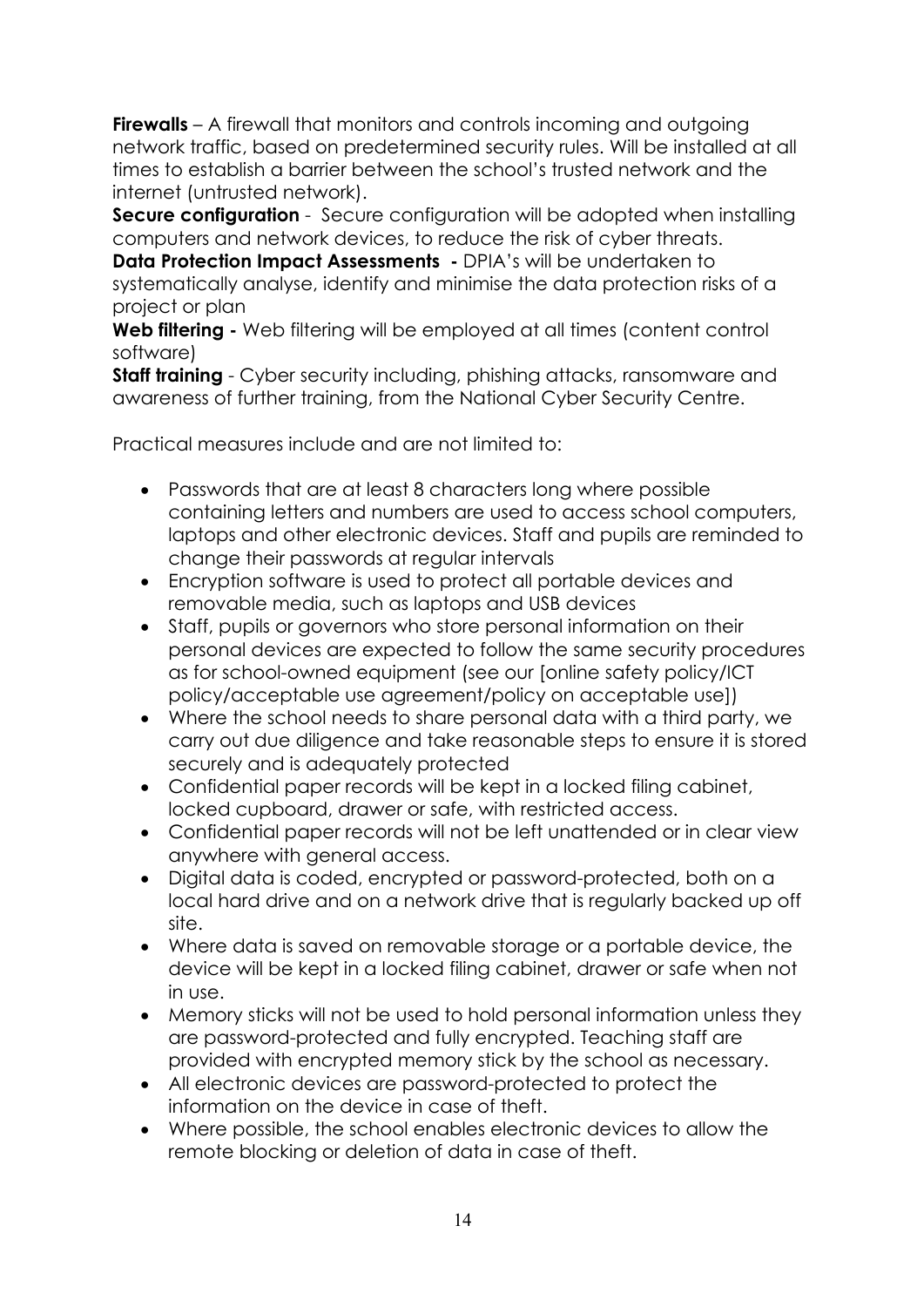**Firewalls** – A firewall that monitors and controls incoming and outgoing network traffic, based on predetermined security rules. Will be installed at all times to establish a barrier between the school's trusted network and the internet (untrusted network).

**Secure configuration** - Secure configuration will be adopted when installing computers and network devices, to reduce the risk of cyber threats.

**Data Protection Impact Assessments -** DPIA's will be undertaken to systematically analyse, identify and minimise the data protection risks of a project or plan

**Web filtering -** Web filtering will be employed at all times (content control software)

**Staff training** - Cyber security including, phishing attacks, ransomware and awareness of further training, from the National Cyber Security Centre.

Practical measures include and are not limited to:

- Passwords that are at least 8 characters long where possible containing letters and numbers are used to access school computers, laptops and other electronic devices. Staff and pupils are reminded to change their passwords at regular intervals
- Encryption software is used to protect all portable devices and removable media, such as laptops and USB devices
- Staff, pupils or governors who store personal information on their personal devices are expected to follow the same security procedures as for school-owned equipment (see our [online safety policy/ICT policy/acceptable use agreement/policy on acceptable use])
- Where the school needs to share personal data with a third party, we carry out due diligence and take reasonable steps to ensure it is stored securely and is adequately protected
- Confidential paper records will be kept in a locked filing cabinet, locked cupboard, drawer or safe, with restricted access.
- Confidential paper records will not be left unattended or in clear view anywhere with general access.
- Digital data is coded, encrypted or password-protected, both on a local hard drive and on a network drive that is regularly backed up off site.
- Where data is saved on removable storage or a portable device, the device will be kept in a locked filing cabinet, drawer or safe when not in use.
- Memory sticks will not be used to hold personal information unless they are password-protected and fully encrypted. Teaching staff are provided with encrypted memory stick by the school as necessary.
- All electronic devices are password-protected to protect the information on the device in case of theft.
- Where possible, the school enables electronic devices to allow the remote blocking or deletion of data in case of theft.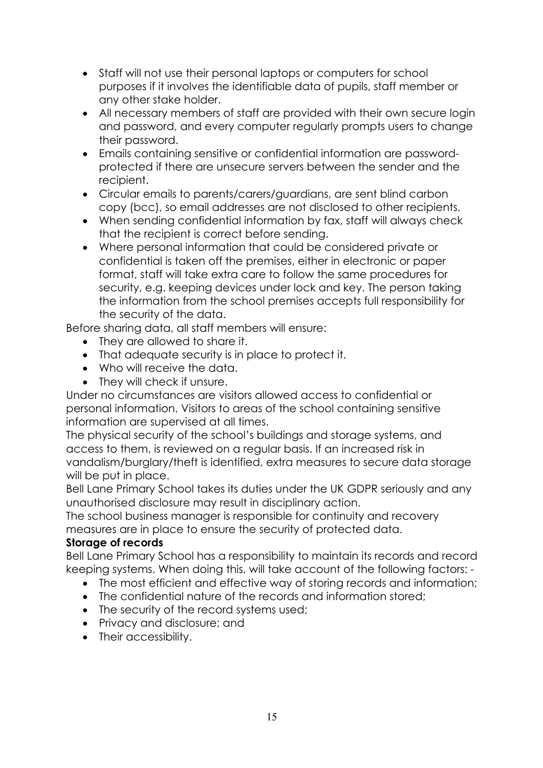- Staff will not use their personal laptops or computers for school purposes if it involves the identifiable data of pupils, staff member or any other stake holder.
- All necessary members of staff are provided with their own secure login and password, and every computer regularly prompts users to change their password.
- Emails containing sensitive or confidential information are password-protected if there are unsecure servers between the sender and the recipient.
- Circular emails to parents/carers/guardians, are sent blind carbon copy (bcc), so email addresses are not disclosed to other recipients.
- When sending confidential information by fax, staff will always check that the recipient is correct before sending.
- Where personal information that could be considered private or confidential is taken off the premises, either in electronic or paper format, staff will take extra care to follow the same procedures for security, e.g. keeping devices under lock and key. The person taking the information from the school premises accepts full responsibility for the security of the data.

Before sharing data, all staff members will ensure:

- They are allowed to share it.
- That adequate security is in place to protect it.
- Who will receive the data.
- They will check if unsure.

Under no circumstances are visitors allowed access to confidential or personal information. Visitors to areas of the school containing sensitive information are supervised at all times.

The physical security of the school's buildings and storage systems, and access to them, is reviewed on a regular basis. If an increased risk in vandalism/burglary/theft is identified, extra measures to secure data storage will be put in place.

Bell Lane Primary School takes its duties under the UK GDPR seriously and any unauthorised disclosure may result in disciplinary action.

The school business manager is responsible for continuity and recovery measures are in place to ensure the security of protected data.

**Storage of records**

Bell Lane Primary School has a responsibility to maintain its records and record keeping systems. When doing this, will take account of the following factors: -

- The most efficient and effective way of storing records and information;
- The confidential nature of the records and information stored;
- The security of the record systems used;
- Privacy and disclosure; and
- Their accessibility.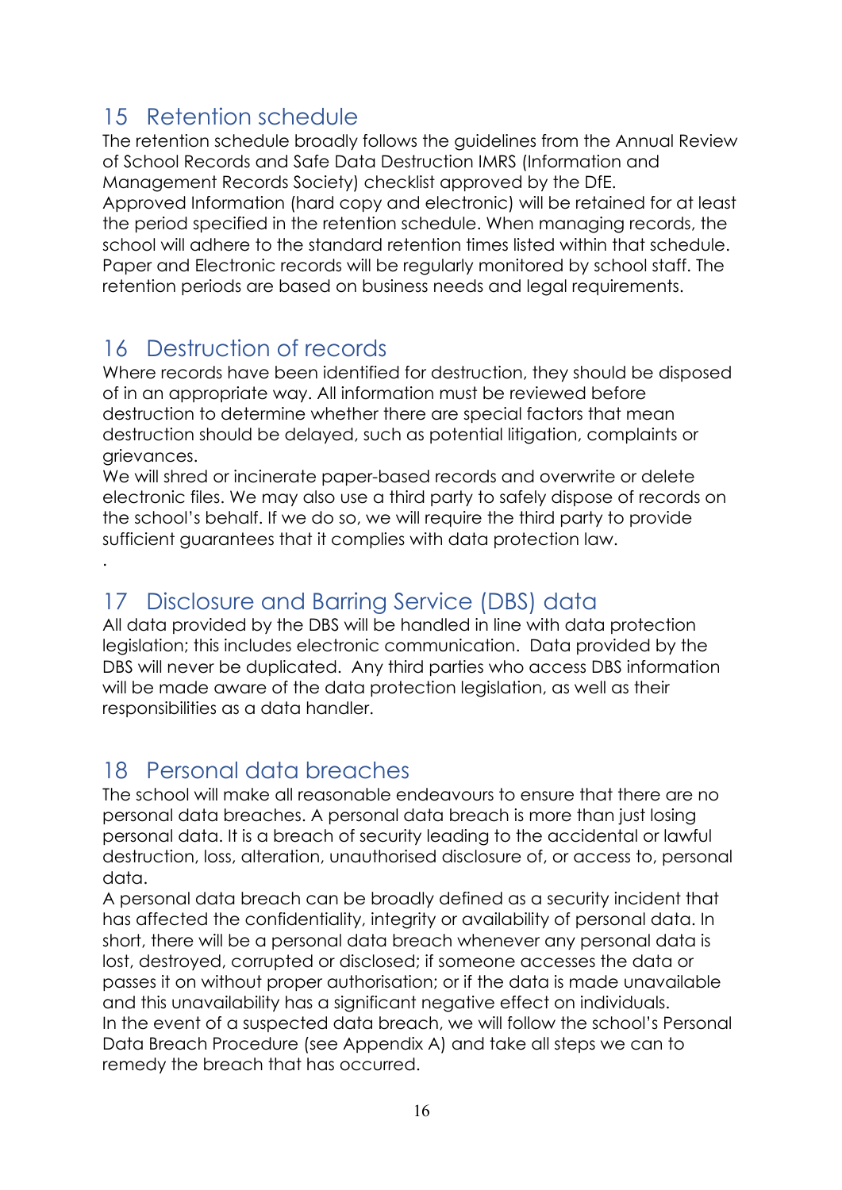## 15 Retention schedule

The retention schedule broadly follows the guidelines from the Annual Review of School Records and Safe Data Destruction IMRS (Information and Management Records Society) checklist approved by the DfE.
Approved Information (hard copy and electronic) will be retained for at least the period specified in the retention schedule. When managing records, the school will adhere to the standard retention times listed within that schedule. Paper and Electronic records will be regularly monitored by school staff. The retention periods are based on business needs and legal requirements.

## 16 Destruction of records

Where records have been identified for destruction, they should be disposed of in an appropriate way. All information must be reviewed before destruction to determine whether there are special factors that mean destruction should be delayed, such as potential litigation, complaints or grievances.
We will shred or incinerate paper-based records and overwrite or delete electronic files. We may also use a third party to safely dispose of records on the school's behalf. If we do so, we will require the third party to provide sufficient guarantees that it complies with data protection law.
.

## 17 Disclosure and Barring Service (DBS) data

All data provided by the DBS will be handled in line with data protection legislation; this includes electronic communication. Data provided by the DBS will never be duplicated. Any third parties who access DBS information will be made aware of the data protection legislation, as well as their responsibilities as a data handler.

## 18 Personal data breaches

The school will make all reasonable endeavours to ensure that there are no personal data breaches. A personal data breach is more than just losing personal data. It is a breach of security leading to the accidental or lawful destruction, loss, alteration, unauthorised disclosure of, or access to, personal data.
A personal data breach can be broadly defined as a security incident that has affected the confidentiality, integrity or availability of personal data. In short, there will be a personal data breach whenever any personal data is lost, destroyed, corrupted or disclosed; if someone accesses the data or passes it on without proper authorisation; or if the data is made unavailable and this unavailability has a significant negative effect on individuals.
In the event of a suspected data breach, we will follow the school's Personal Data Breach Procedure (see Appendix A) and take all steps we can to remedy the breach that has occurred.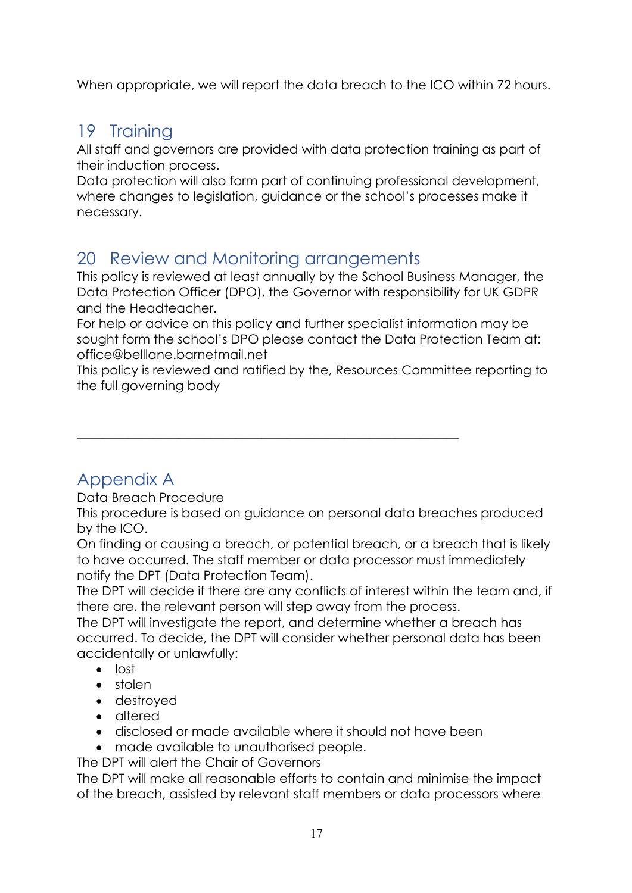When appropriate, we will report the data breach to the ICO within 72 hours.

## 19 Training

All staff and governors are provided with data protection training as part of their induction process.

Data protection will also form part of continuing professional development, where changes to legislation, guidance or the school's processes make it necessary.

## 20 Review and Monitoring arrangements

This policy is reviewed at least annually by the School Business Manager, the Data Protection Officer (DPO), the Governor with responsibility for UK GDPR and the Headteacher.

For help or advice on this policy and further specialist information may be sought form the school's DPO please contact the Data Protection Team at: office@belllane.barnetmail.net

This policy is reviewed and ratified by the, Resources Committee reporting to the full governing body

---

## Appendix A

Data Breach Procedure

This procedure is based on guidance on personal data breaches produced by the ICO.

On finding or causing a breach, or potential breach, or a breach that is likely to have occurred. The staff member or data processor must immediately notify the DPT (Data Protection Team).

The DPT will decide if there are any conflicts of interest within the team and, if there are, the relevant person will step away from the process.

The DPT will investigate the report, and determine whether a breach has occurred. To decide, the DPT will consider whether personal data has been accidentally or unlawfully:

- lost
- stolen
- destroyed
- altered
- disclosed or made available where it should not have been
- made available to unauthorised people.

The DPT will alert the Chair of Governors

The DPT will make all reasonable efforts to contain and minimise the impact of the breach, assisted by relevant staff members or data processors where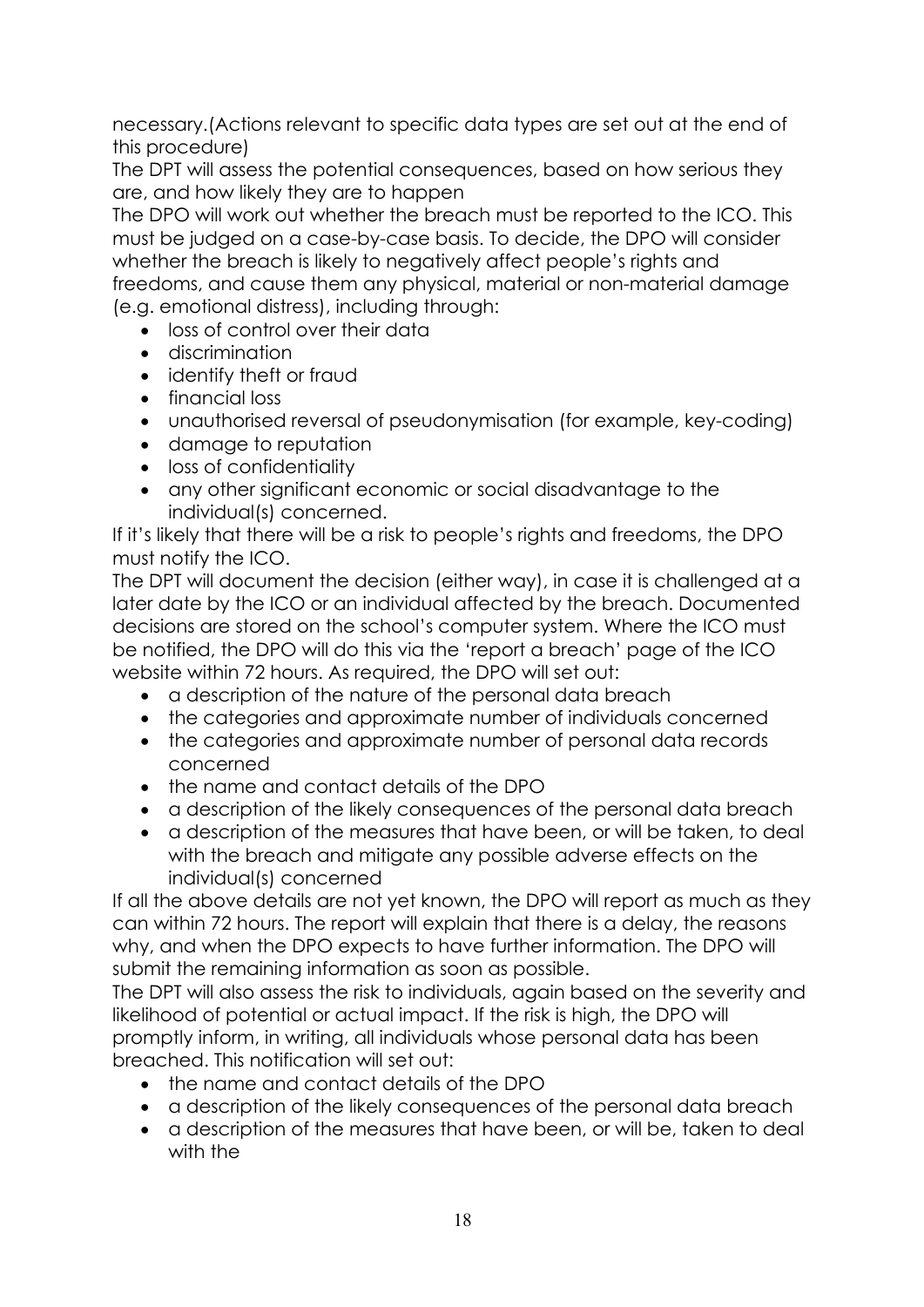necessary.(Actions relevant to specific data types are set out at the end of this procedure)

The DPT will assess the potential consequences, based on how serious they are, and how likely they are to happen

The DPO will work out whether the breach must be reported to the ICO. This must be judged on a case-by-case basis. To decide, the DPO will consider whether the breach is likely to negatively affect people's rights and freedoms, and cause them any physical, material or non-material damage (e.g. emotional distress), including through:

- loss of control over their data
- discrimination
- identify theft or fraud
- financial loss
- unauthorised reversal of pseudonymisation (for example, key-coding)
- damage to reputation
- loss of confidentiality
- any other significant economic or social disadvantage to the individual(s) concerned.

If it's likely that there will be a risk to people's rights and freedoms, the DPO must notify the ICO.

The DPT will document the decision (either way), in case it is challenged at a later date by the ICO or an individual affected by the breach. Documented decisions are stored on the school's computer system. Where the ICO must be notified, the DPO will do this via the 'report a breach' page of the ICO website within 72 hours. As required, the DPO will set out:

- a description of the nature of the personal data breach
- the categories and approximate number of individuals concerned
- the categories and approximate number of personal data records concerned
- the name and contact details of the DPO
- a description of the likely consequences of the personal data breach
- a description of the measures that have been, or will be taken, to deal with the breach and mitigate any possible adverse effects on the individual(s) concerned

If all the above details are not yet known, the DPO will report as much as they can within 72 hours. The report will explain that there is a delay, the reasons why, and when the DPO expects to have further information. The DPO will submit the remaining information as soon as possible.

The DPT will also assess the risk to individuals, again based on the severity and likelihood of potential or actual impact. If the risk is high, the DPO will promptly inform, in writing, all individuals whose personal data has been breached. This notification will set out:

- the name and contact details of the DPO
- a description of the likely consequences of the personal data breach
- a description of the measures that have been, or will be, taken to deal with the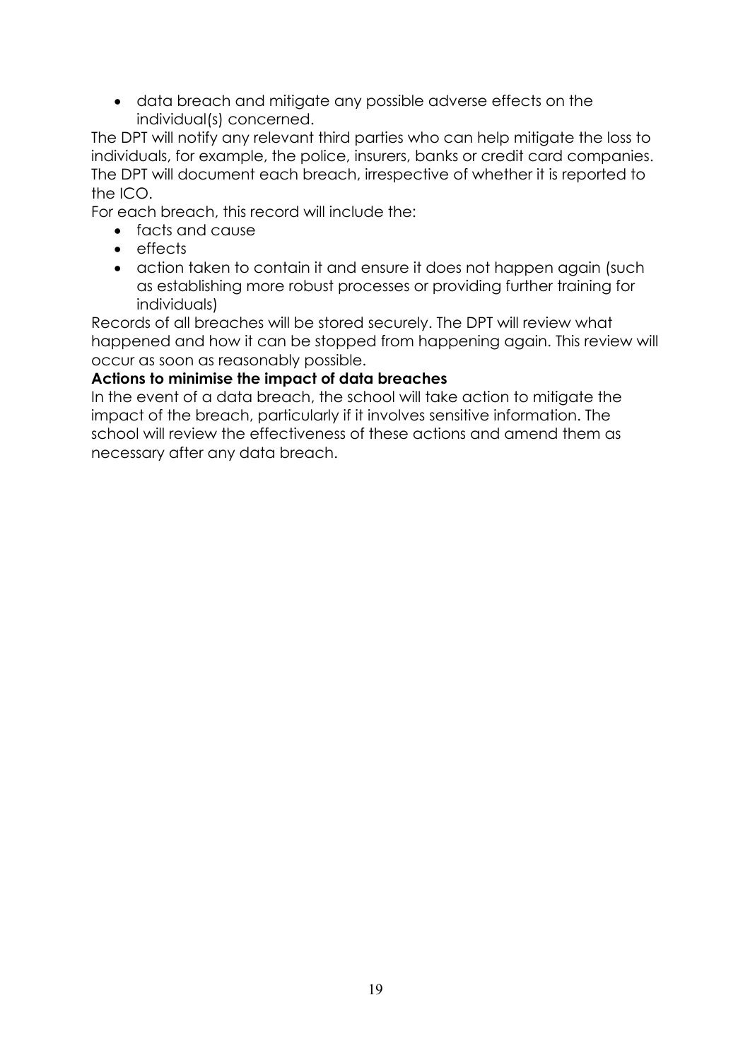- data breach and mitigate any possible adverse effects on the individual(s) concerned.

The DPT will notify any relevant third parties who can help mitigate the loss to individuals, for example, the police, insurers, banks or credit card companies.

The DPT will document each breach, irrespective of whether it is reported to the ICO.

For each breach, this record will include the:

- facts and cause
- effects
- action taken to contain it and ensure it does not happen again (such as establishing more robust processes or providing further training for individuals)

Records of all breaches will be stored securely. The DPT will review what happened and how it can be stopped from happening again. This review will occur as soon as reasonably possible.

**Actions to minimise the impact of data breaches**

In the event of a data breach, the school will take action to mitigate the impact of the breach, particularly if it involves sensitive information. The school will review the effectiveness of these actions and amend them as necessary after any data breach.